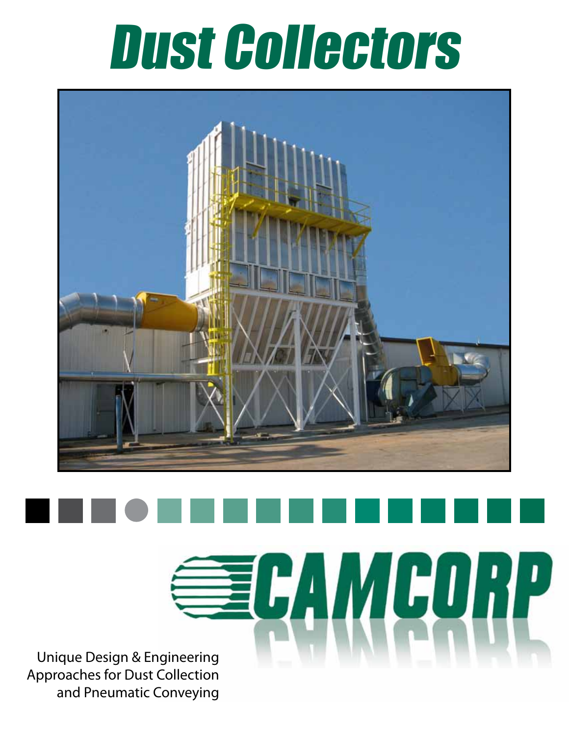# Dust Collectors

CAMCORP

Unique Design & Engineering Approaches for Dust Collection and Pneumatic Conveying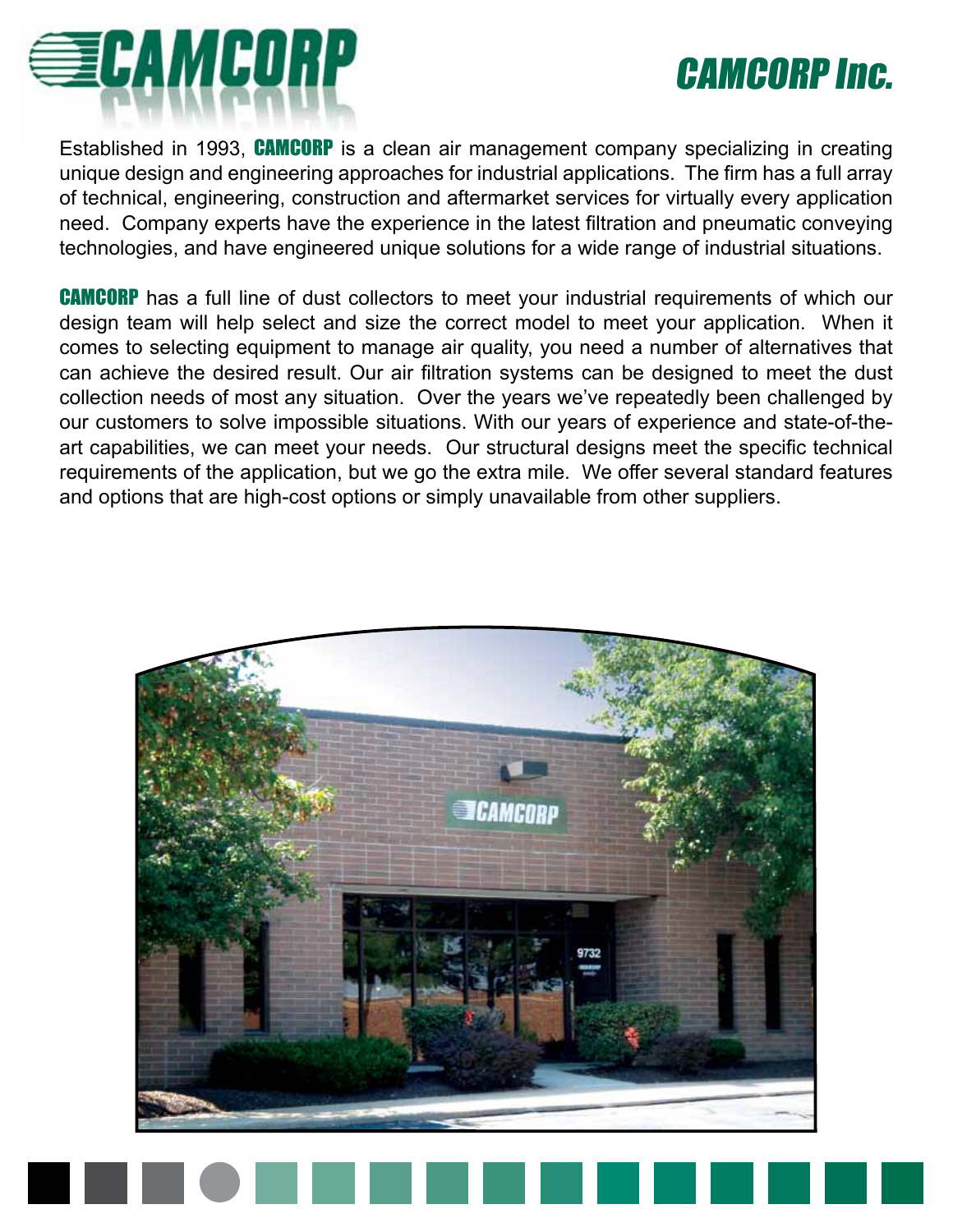# CAMCORP Inc.

Established in 1993, **CAMCORP** is a clean air management company specializing in creating unique design and engineering approaches for industrial applications. The firm has a full array of technical, engineering, construction and aftermarket services for virtually every application need. Company experts have the experience in the latest filtration and pneumatic conveying technologies, and have engineered unique solutions for a wide range of industrial situations.

**CAMCORP** has a full line of dust collectors to meet your industrial requirements of which our design team will help select and size the correct model to meet your application. When it comes to selecting equipment to manage air quality, you need a number of alternatives that can achieve the desired result. Our air filtration systems can be designed to meet the dust collection needs of most any situation. Over the years we've repeatedly been challenged by our customers to solve impossible situations. With our years of experience and state-of-the-art capabilities, we can meet your needs. Our structural designs meet the specific technical requirements of the application, but we go the extra mile. We offer several standard features and options that are high-cost options or simply unavailable from other suppliers.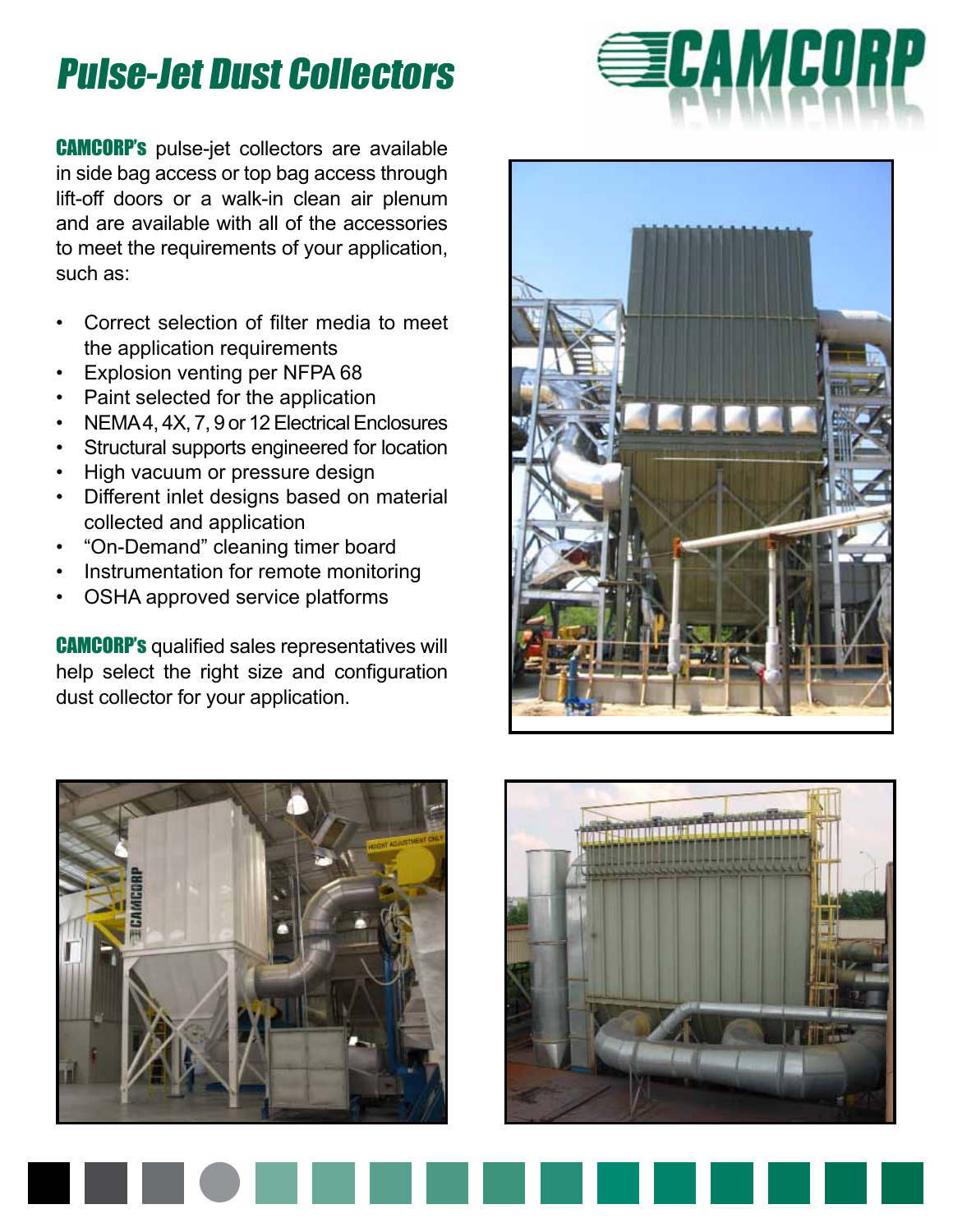# Pulse-Jet Dust Collectors

**CAMCORP's** pulse-jet collectors are available in side bag access or top bag access through lift-off doors or a walk-in clean air plenum and are available with all of the accessories to meet the requirements of your application, such as:

- Correct selection of filter media to meet the application requirements
- Explosion venting per NFPA 68
- Paint selected for the application
- NEMA 4, 4X, 7, 9 or 12 Electrical Enclosures
- Structural supports engineered for location
- High vacuum or pressure design
- Different inlet designs based on material collected and application
- "On-Demand" cleaning timer board
- Instrumentation for remote monitoring
- OSHA approved service platforms

**CAMCORP's** qualified sales representatives will help select the right size and configuration dust collector for your application.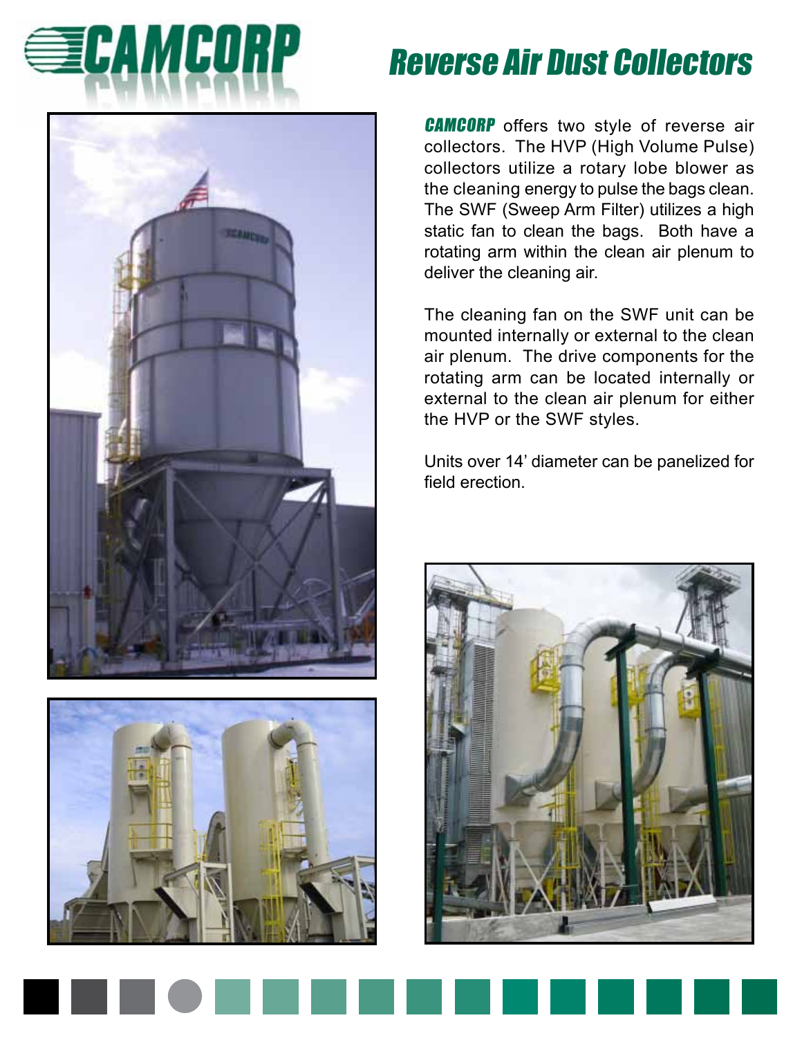# Reverse Air Dust Collectors

***CAMCORP*** offers two style of reverse air collectors. The HVP (High Volume Pulse) collectors utilize a rotary lobe blower as the cleaning energy to pulse the bags clean. The SWF (Sweep Arm Filter) utilizes a high static fan to clean the bags. Both have a rotating arm within the clean air plenum to deliver the cleaning air.

The cleaning fan on the SWF unit can be mounted internally or external to the clean air plenum. The drive components for the rotating arm can be located internally or external to the clean air plenum for either the HVP or the SWF styles.

Units over 14' diameter can be panelized for field erection.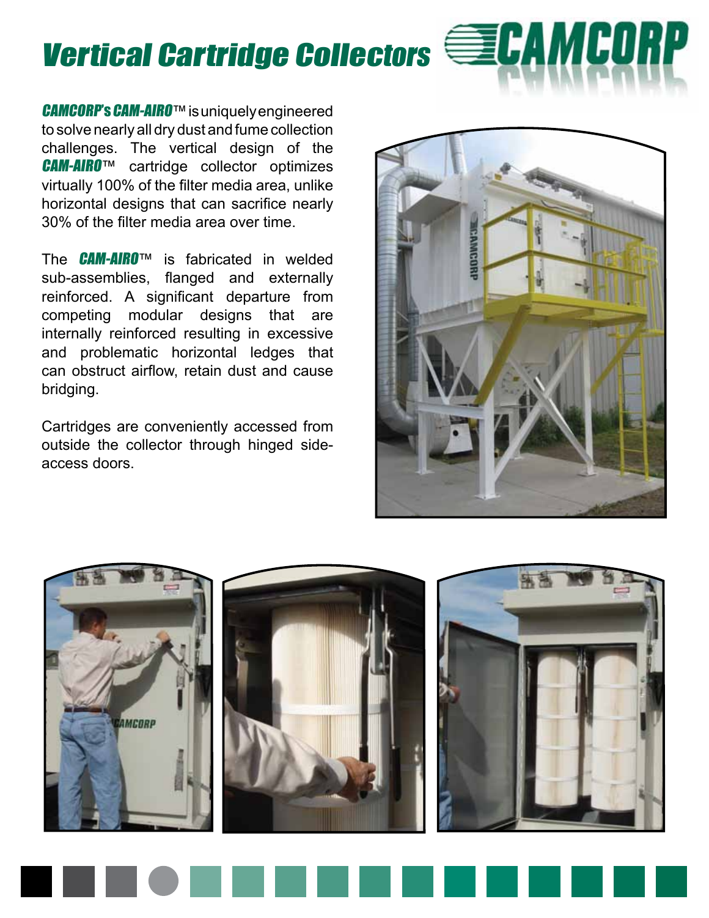# Vertical Cartridge Collectors

***CAMCORP's CAM-AIRO***™ is uniquely engineered to solve nearly all dry dust and fume collection challenges. The vertical design of the ***CAM-AIRO***™ cartridge collector optimizes virtually 100% of the filter media area, unlike horizontal designs that can sacrifice nearly 30% of the filter media area over time.

The ***CAM-AIRO***™ is fabricated in welded sub-assemblies, flanged and externally reinforced. A significant departure from competing modular designs that are internally reinforced resulting in excessive and problematic horizontal ledges that can obstruct airflow, retain dust and cause bridging.

Cartridges are conveniently accessed from outside the collector through hinged side-access doors.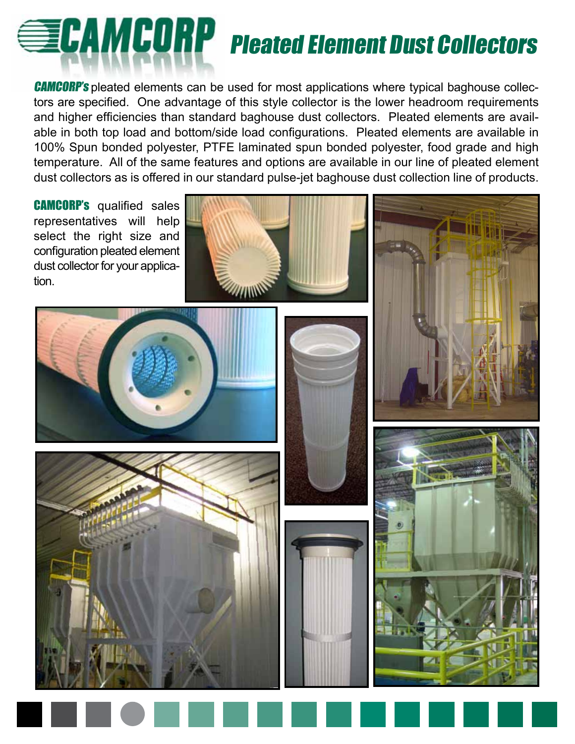# CAMCORP Pleated Element Dust Collectors

***CAMCORP's*** pleated elements can be used for most applications where typical baghouse collectors are specified. One advantage of this style collector is the lower headroom requirements and higher efficiencies than standard baghouse dust collectors. Pleated elements are available in both top load and bottom/side load configurations. Pleated elements are available in 100% Spun bonded polyester, PTFE laminated spun bonded polyester, food grade and high temperature. All of the same features and options are available in our line of pleated element dust collectors as is offered in our standard pulse-jet baghouse dust collection line of products.

**CAMCORP's** qualified sales representatives will help select the right size and configuration pleated element dust collector for your application.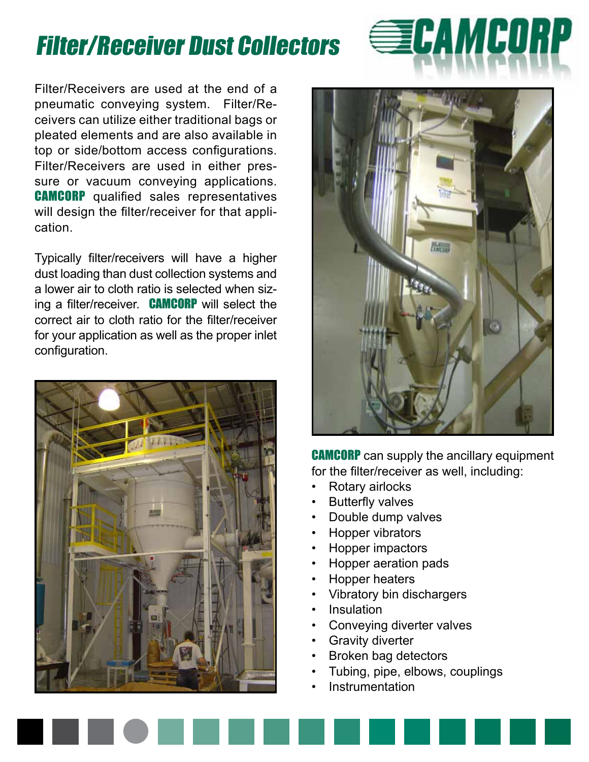# Filter/Receiver Dust Collectors

Filter/Receivers are used at the end of a pneumatic conveying system. Filter/Receivers can utilize either traditional bags or pleated elements and are also available in top or side/bottom access configurations. Filter/Receivers are used in either pressure or vacuum conveying applications. **CAMCORP** qualified sales representatives will design the filter/receiver for that application.

Typically filter/receivers will have a higher dust loading than dust collection systems and a lower air to cloth ratio is selected when sizing a filter/receiver. **CAMCORP** will select the correct air to cloth ratio for the filter/receiver for your application as well as the proper inlet configuration.

**CAMCORP** can supply the ancillary equipment for the filter/receiver as well, including:

- Rotary airlocks
- Butterfly valves
- Double dump valves
- Hopper vibrators
- Hopper impactors
- Hopper aeration pads
- Hopper heaters
- Vibratory bin dischargers
- Insulation
- Conveying diverter valves
- Gravity diverter
- Broken bag detectors
- Tubing, pipe, elbows, couplings
- Instrumentation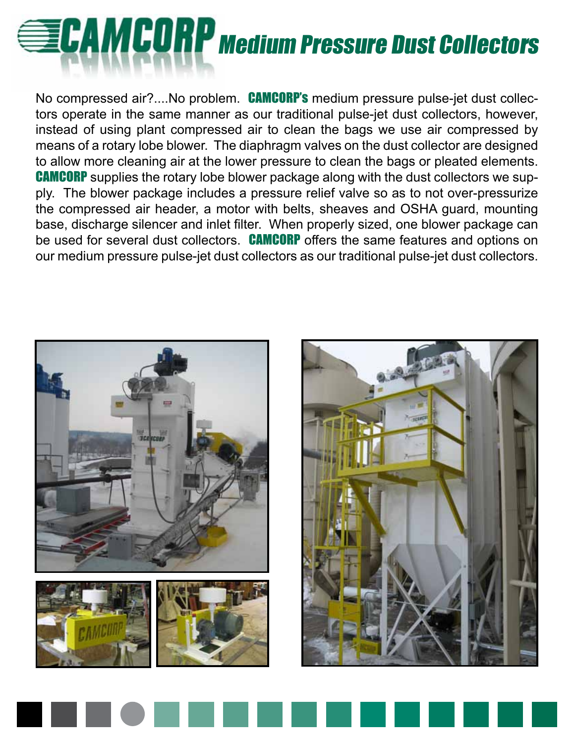# CAMCORP Medium Pressure Dust Collectors

No compressed air?....No problem. **CAMCORP's** medium pressure pulse-jet dust collectors operate in the same manner as our traditional pulse-jet dust collectors, however, instead of using plant compressed air to clean the bags we use air compressed by means of a rotary lobe blower. The diaphragm valves on the dust collector are designed to allow more cleaning air at the lower pressure to clean the bags or pleated elements. **CAMCORP** supplies the rotary lobe blower package along with the dust collectors we supply. The blower package includes a pressure relief valve so as to not over-pressurize the compressed air header, a motor with belts, sheaves and OSHA guard, mounting base, discharge silencer and inlet filter. When properly sized, one blower package can be used for several dust collectors. **CAMCORP** offers the same features and options on our medium pressure pulse-jet dust collectors as our traditional pulse-jet dust collectors.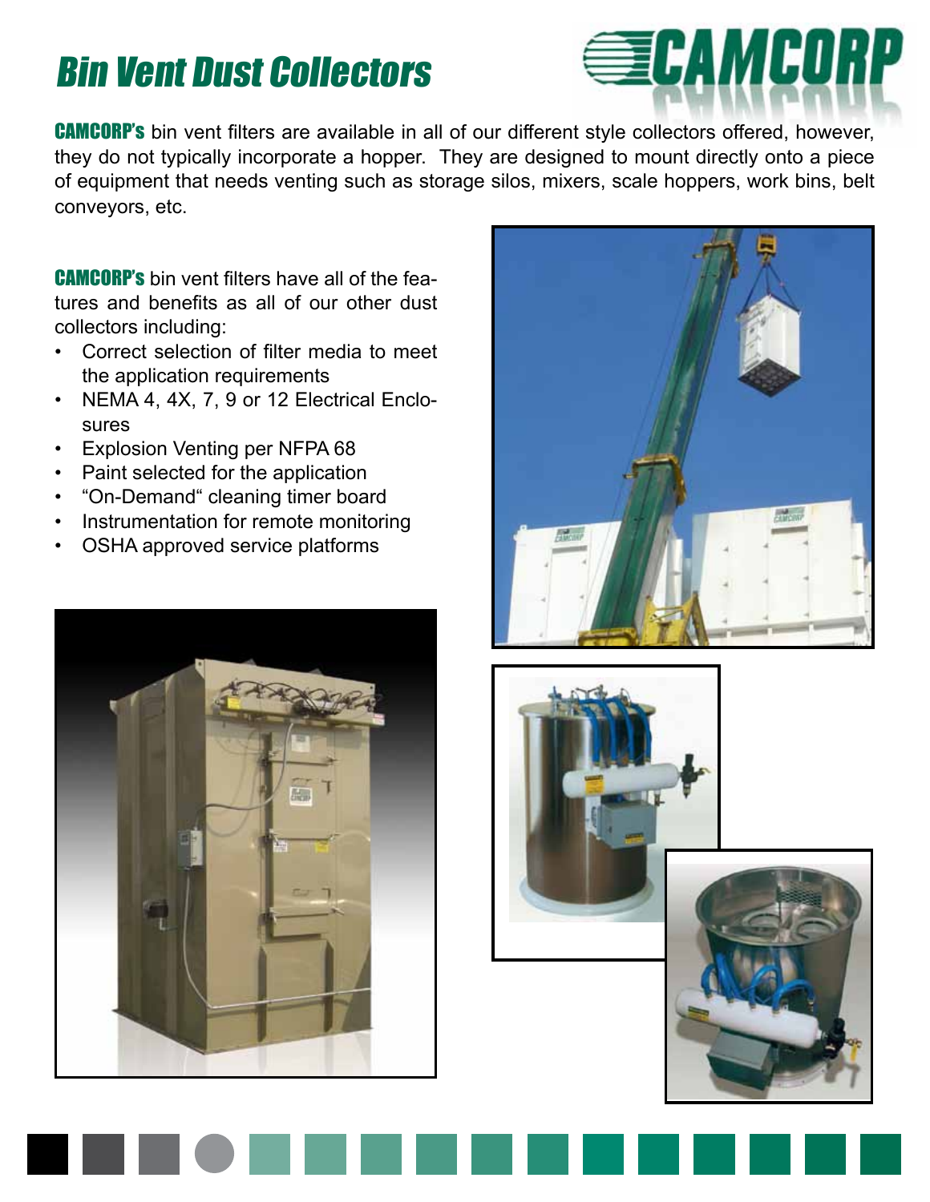# Bin Vent Dust Collectors

**CAMCORP's** bin vent filters are available in all of our different style collectors offered, however, they do not typically incorporate a hopper. They are designed to mount directly onto a piece of equipment that needs venting such as storage silos, mixers, scale hoppers, work bins, belt conveyors, etc.

**CAMCORP's** bin vent filters have all of the features and benefits as all of our other dust collectors including:

- Correct selection of filter media to meet the application requirements
- NEMA 4, 4X, 7, 9 or 12 Electrical Enclosures
- Explosion Venting per NFPA 68
- Paint selected for the application
- "On-Demand" cleaning timer board
- Instrumentation for remote monitoring
- OSHA approved service platforms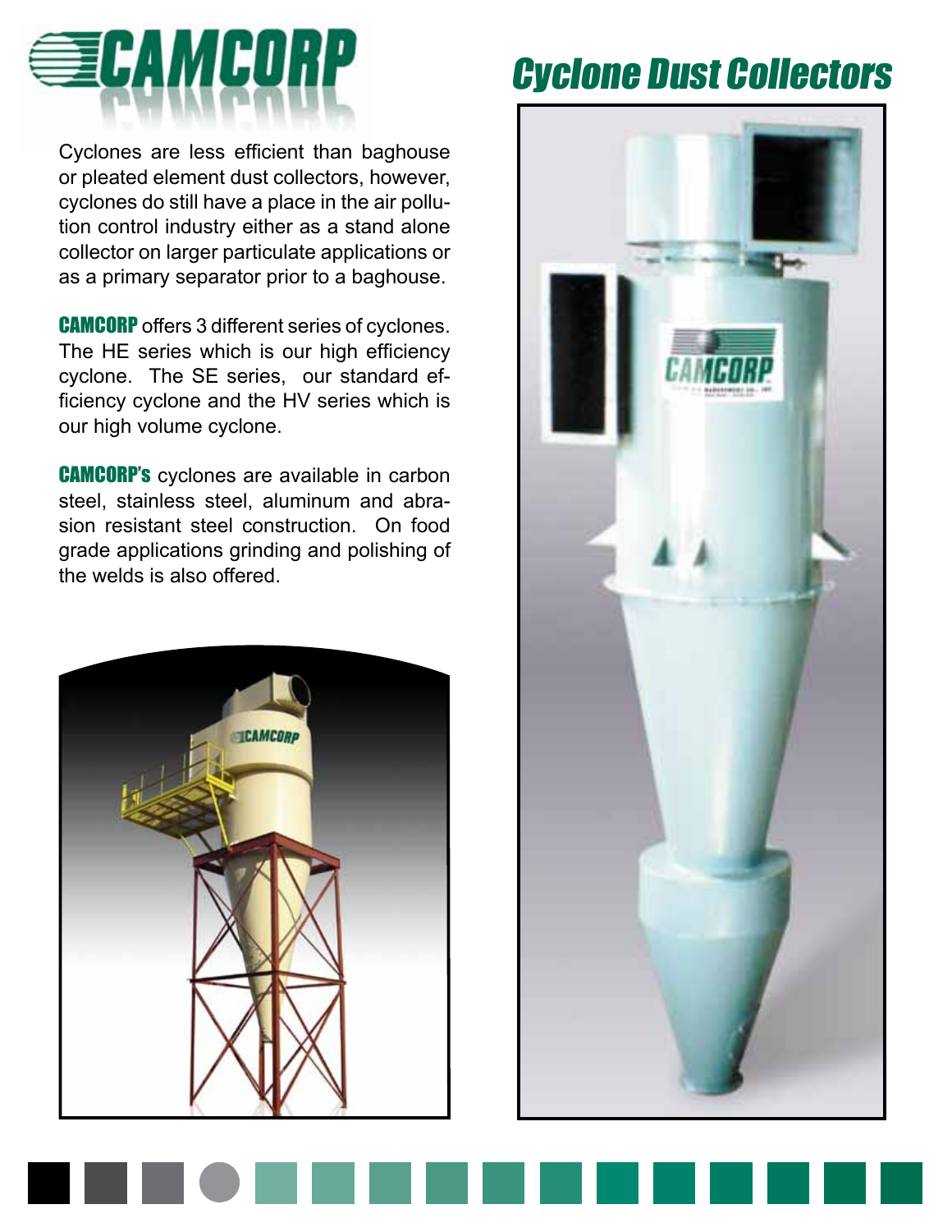# Cyclone Dust Collectors

Cyclones are less efficient than baghouse or pleated element dust collectors, however, cyclones do still have a place in the air pollution control industry either as a stand alone collector on larger particulate applications or as a primary separator prior to a baghouse.

**CAMCORP** offers 3 different series of cyclones. The HE series which is our high efficiency cyclone. The SE series, our standard efficiency cyclone and the HV series which is our high volume cyclone.

**CAMCORP's** cyclones are available in carbon steel, stainless steel, aluminum and abrasion resistant steel construction. On food grade applications grinding and polishing of the welds is also offered.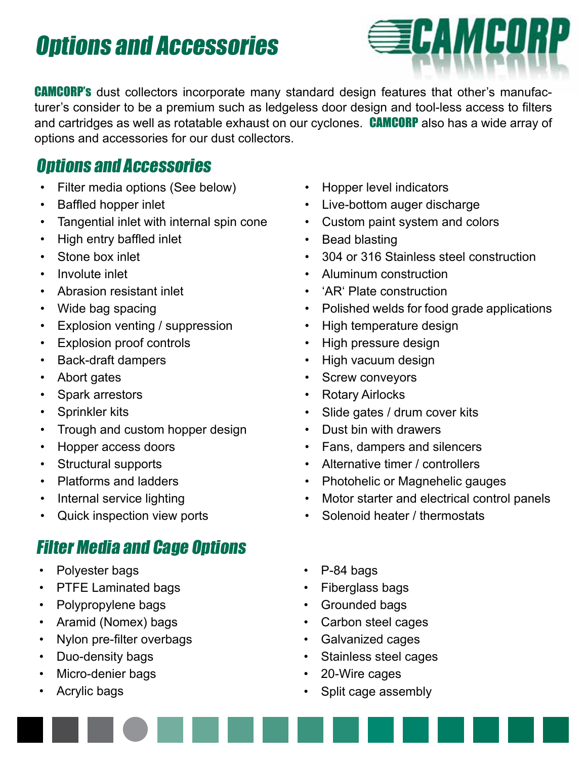# Options and Accessories

**CAMCORP's** dust collectors incorporate many standard design features that other's manufacturer's consider to be a premium such as ledgeless door design and tool-less access to filters and cartridges as well as rotatable exhaust on our cyclones. **CAMCORP** also has a wide array of options and accessories for our dust collectors.

## Options and Accessories

- Filter media options (See below)
- Baffled hopper inlet
- Tangential inlet with internal spin cone
- High entry baffled inlet
- Stone box inlet
- Involute inlet
- Abrasion resistant inlet
- Wide bag spacing
- Explosion venting / suppression
- Explosion proof controls
- Back-draft dampers
- Abort gates
- Spark arrestors
- Sprinkler kits
- Trough and custom hopper design
- Hopper access doors
- Structural supports
- Platforms and ladders
- Internal service lighting
- Quick inspection view ports
- Hopper level indicators
- Live-bottom auger discharge
- Custom paint system and colors
- Bead blasting
- 304 or 316 Stainless steel construction
- Aluminum construction
- 'AR' Plate construction
- Polished welds for food grade applications
- High temperature design
- High pressure design
- High vacuum design
- Screw conveyors
- Rotary Airlocks
- Slide gates / drum cover kits
- Dust bin with drawers
- Fans, dampers and silencers
- Alternative timer / controllers
- Photohelic or Magnehelic gauges
- Motor starter and electrical control panels
- Solenoid heater / thermostats

## Filter Media and Cage Options

- Polyester bags
- PTFE Laminated bags
- Polypropylene bags
- Aramid (Nomex) bags
- Nylon pre-filter overbags
- Duo-density bags
- Micro-denier bags
- Acrylic bags
- P-84 bags
- Fiberglass bags
- Grounded bags
- Carbon steel cages
- Galvanized cages
- Stainless steel cages
- 20-Wire cages
- Split cage assembly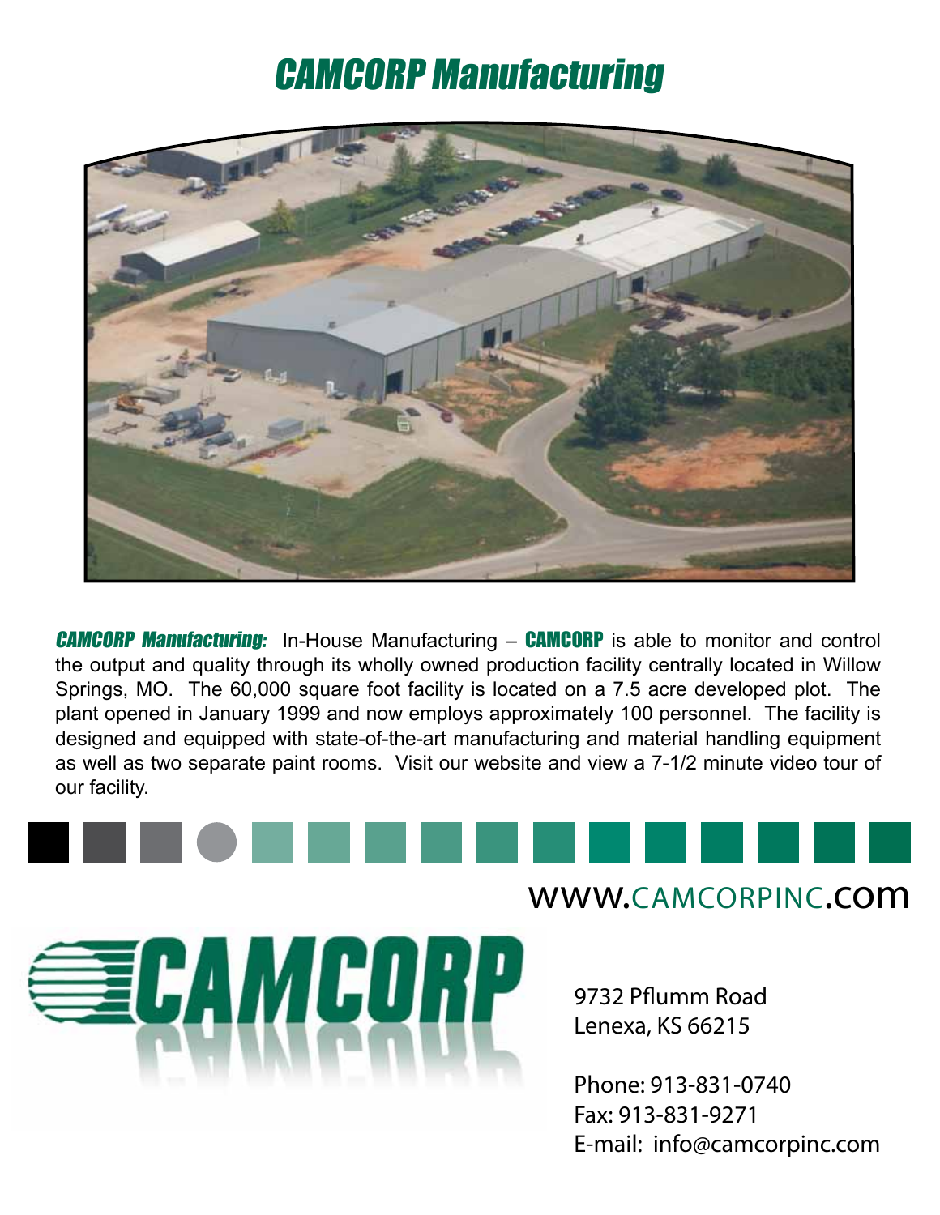# CAMCORP Manufacturing

***CAMCORP Manufacturing:*** In-House Manufacturing – **CAMCORP** is able to monitor and control the output and quality through its wholly owned production facility centrally located in Willow Springs, MO. The 60,000 square foot facility is located on a 7.5 acre developed plot. The plant opened in January 1999 and now employs approximately 100 personnel. The facility is designed and equipped with state-of-the-art manufacturing and material handling equipment as well as two separate paint rooms. Visit our website and view a 7-1/2 minute video tour of our facility.

www.CAMCORPINC.com

CAMCORP

9732 Pflumm Road
Lenexa, KS 66215

Phone: 913-831-0740
Fax: 913-831-9271
E-mail: info@camcorpinc.com